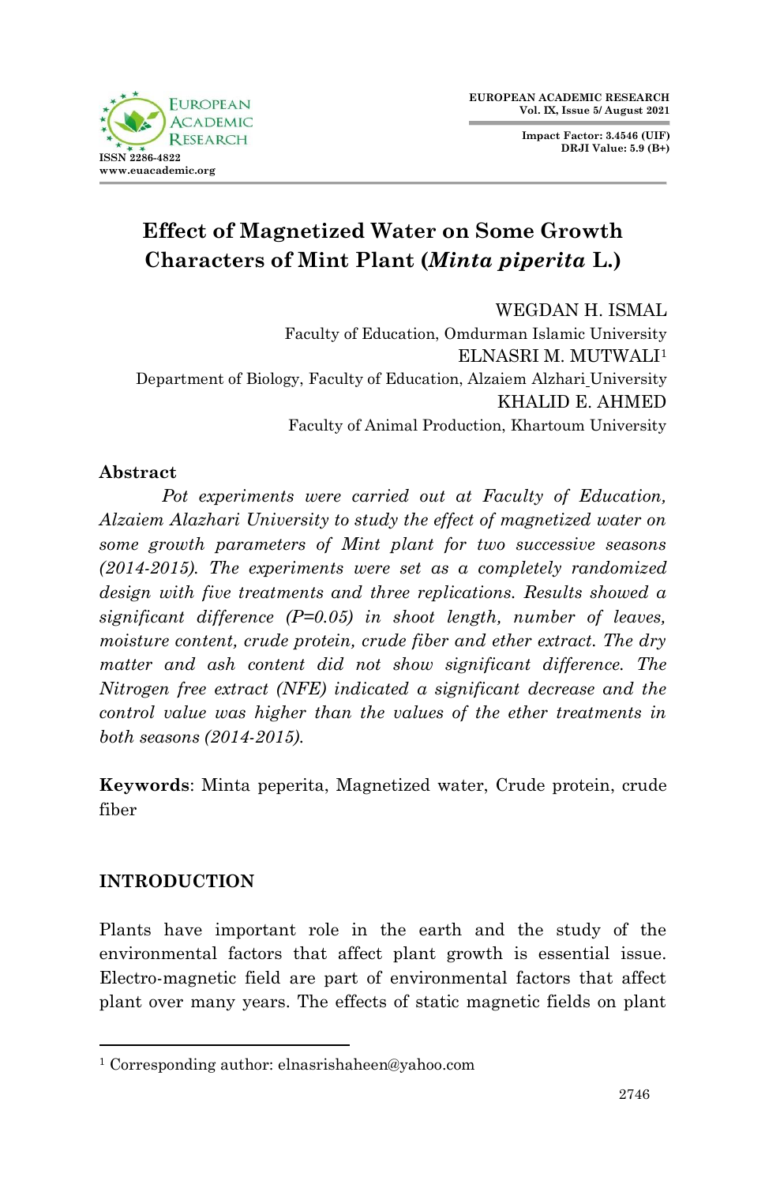# Effect of Magnetized Water on Some Growth Characters of Mint Plant (*Minta piperita* L.)

WEGDAN H. ISMAL
Faculty of Education, Omdurman Islamic University

ELNASRI M. MUTWALI[1]
Department of Biology, Faculty of Education, Alzaiem Alzhari University

KHALID E. AHMED
Faculty of Animal Production, Khartoum University

## Abstract

*Pot experiments were carried out at Faculty of Education, Alzaiem Alazhari University to study the effect of magnetized water on some growth parameters of Mint plant for two successive seasons (2014-2015). The experiments were set as a completely randomized design with five treatments and three replications. Results showed a significant difference (P=0.05) in shoot length, number of leaves, moisture content, crude protein, crude fiber and ether extract. The dry matter and ash content did not show significant difference. The Nitrogen free extract (NFE) indicated a significant decrease and the control value was higher than the values of the ether treatments in both seasons (2014-2015).*

**Keywords**: Minta peperita, Magnetized water, Crude protein, crude fiber

## INTRODUCTION

Plants have important role in the earth and the study of the environmental factors that affect plant growth is essential issue. Electro-magnetic field are part of environmental factors that affect plant over many years. The effects of static magnetic fields on plant

[1] Corresponding author: elnasrishaheen@yahoo.com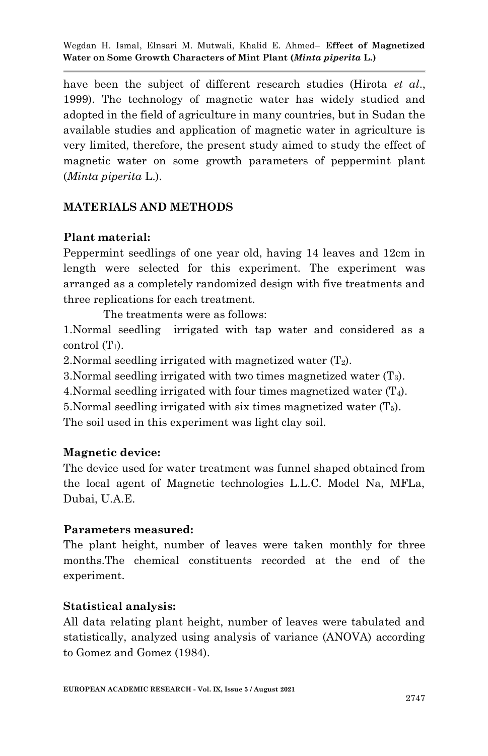have been the subject of different research studies (Hirota *et al*., 1999). The technology of magnetic water has widely studied and adopted in the field of agriculture in many countries, but in Sudan the available studies and application of magnetic water in agriculture is very limited, therefore, the present study aimed to study the effect of magnetic water on some growth parameters of peppermint plant (*Minta piperita* L.).

## MATERIALS AND METHODS

### Plant material:

Peppermint seedlings of one year old, having 14 leaves and 12cm in length were selected for this experiment. The experiment was arranged as a completely randomized design with five treatments and three replications for each treatment.

The treatments were as follows:

1. Normal seedling irrigated with tap water and considered as a control ($T_1$).
2. Normal seedling irrigated with magnetized water ($T_2$).
3. Normal seedling irrigated with two times magnetized water ($T_3$).
4. Normal seedling irrigated with four times magnetized water ($T_4$).
5. Normal seedling irrigated with six times magnetized water ($T_5$).

The soil used in this experiment was light clay soil.

### Magnetic device:

The device used for water treatment was funnel shaped obtained from the local agent of Magnetic technologies L.L.C. Model Na, MFLa, Dubai, U.A.E.

### Parameters measured:

The plant height, number of leaves were taken monthly for three months.The chemical constituents recorded at the end of the experiment.

### Statistical analysis:

All data relating plant height, number of leaves were tabulated and statistically, analyzed using analysis of variance (ANOVA) according to Gomez and Gomez (1984).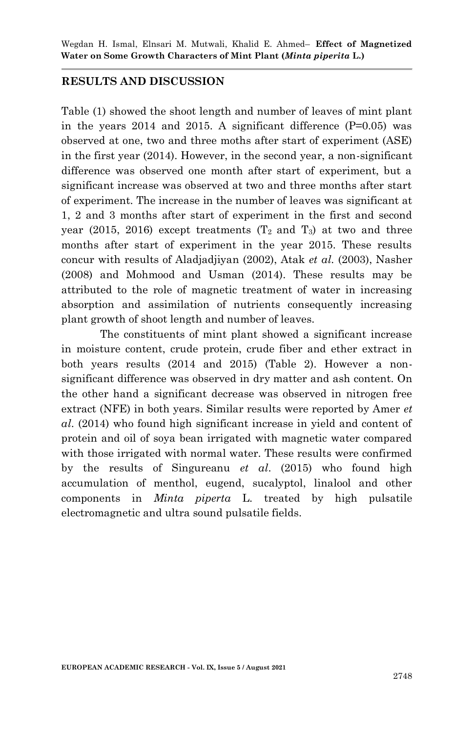## RESULTS AND DISCUSSION

Table (1) showed the shoot length and number of leaves of mint plant in the years 2014 and 2015. A significant difference (P=0.05) was observed at one, two and three moths after start of experiment (ASE) in the first year (2014). However, in the second year, a non-significant difference was observed one month after start of experiment, but a significant increase was observed at two and three months after start of experiment. The increase in the number of leaves was significant at 1, 2 and 3 months after start of experiment in the first and second year (2015, 2016) except treatments ($T_2$ and $T_3$) at two and three months after start of experiment in the year 2015. These results concur with results of Aladjadjiyan (2002), Atak *et al.* (2003), Nasher (2008) and Mohmood and Usman (2014). These results may be attributed to the role of magnetic treatment of water in increasing absorption and assimilation of nutrients consequently increasing plant growth of shoot length and number of leaves.

The constituents of mint plant showed a significant increase in moisture content, crude protein, crude fiber and ether extract in both years results (2014 and 2015) (Table 2). However a non-significant difference was observed in dry matter and ash content. On the other hand a significant decrease was observed in nitrogen free extract (NFE) in both years. Similar results were reported by Amer *et al.* (2014) who found high significant increase in yield and content of protein and oil of soya bean irrigated with magnetic water compared with those irrigated with normal water. These results were confirmed by the results of Singureanu *et al.* (2015) who found high accumulation of menthol, eugend, sucalyptol, linalool and other components in *Minta piperta* L. treated by high pulsatile electromagnetic and ultra sound pulsatile fields.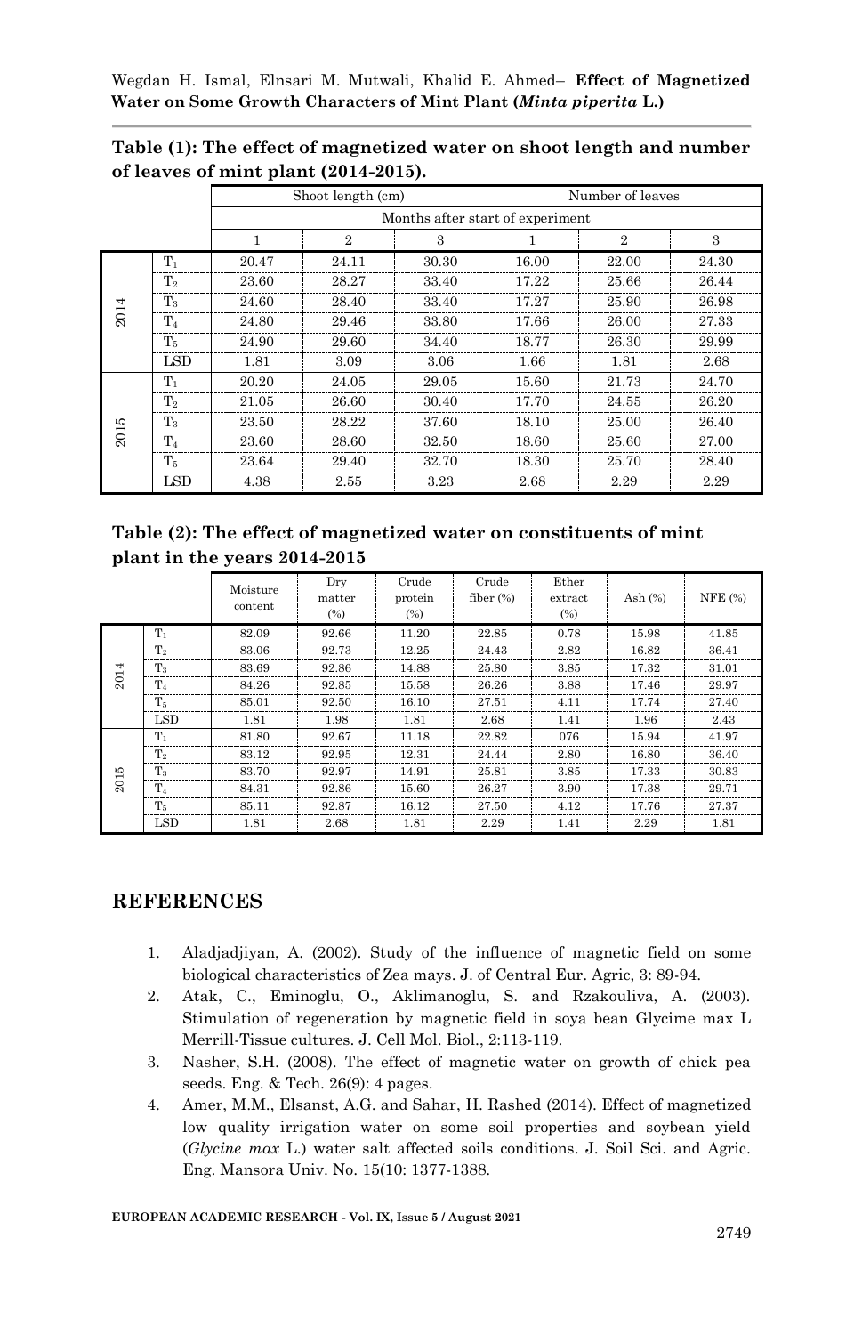**Table (1): The effect of magnetized water on shoot length and number of leaves of mint plant (2014-2015).**

| | | Shoot length (cm) | | | Number of leaves | | |
|---|---|---|---|---|---|---|---|
| | | Months after start of experiment | | | | | |
| | | 1 | 2 | 3 | 1 | 2 | 3 |
| 2014 | $T_1$ | 20.47 | 24.11 | 30.30 | 16.00 | 22.00 | 24.30 |
| | $T_2$ | 23.60 | 28.27 | 33.40 | 17.22 | 25.66 | 26.44 |
| | $T_3$ | 24.60 | 28.40 | 33.40 | 17.27 | 25.90 | 26.98 |
| | $T_4$ | 24.80 | 29.46 | 33.80 | 17.66 | 26.00 | 27.33 |
| | $T_5$ | 24.90 | 29.60 | 34.40 | 18.77 | 26.30 | 29.99 |
| | LSD | 1.81 | 3.09 | 3.06 | 1.66 | 1.81 | 2.68 |
| 2015 | $T_1$ | 20.20 | 24.05 | 29.05 | 15.60 | 21.73 | 24.70 |
| | $T_2$ | 21.05 | 26.60 | 30.40 | 17.70 | 24.55 | 26.20 |
| | $T_3$ | 23.50 | 28.22 | 37.60 | 18.10 | 25.00 | 26.40 |
| | $T_4$ | 23.60 | 28.60 | 32.50 | 18.60 | 25.60 | 27.00 |
| | $T_5$ | 23.64 | 29.40 | 32.70 | 18.30 | 25.70 | 28.40 |
| | LSD | 4.38 | 2.55 | 3.23 | 2.68 | 2.29 | 2.29 |

**Table (2): The effect of magnetized water on constituents of mint plant in the years 2014-2015**

| | | Moisture content | Dry matter (%) | Crude protein (%) | Crude fiber (%) | Ether extract (%) | Ash (%) | NFE (%) |
|---|---|---|---|---|---|---|---|---|
| 2014 | $T_1$ | 82.09 | 92.66 | 11.20 | 22.85 | 0.78 | 15.98 | 41.85 |
| | $T_2$ | 83.06 | 92.73 | 12.25 | 24.43 | 2.82 | 16.82 | 36.41 |
| | $T_3$ | 83.69 | 92.86 | 14.88 | 25.80 | 3.85 | 17.32 | 31.01 |
| | $T_4$ | 84.26 | 92.85 | 15.58 | 26.26 | 3.88 | 17.46 | 29.97 |
| | $T_5$ | 85.01 | 92.50 | 16.10 | 27.51 | 4.11 | 17.74 | 27.40 |
| | LSD | 1.81 | 1.98 | 1.81 | 2.68 | 1.41 | 1.96 | 2.43 |
| 2015 | $T_1$ | 81.80 | 92.67 | 11.18 | 22.82 | 076 | 15.94 | 41.97 |
| | $T_2$ | 83.12 | 92.95 | 12.31 | 24.44 | 2.80 | 16.80 | 36.40 |
| | $T_3$ | 83.70 | 92.97 | 14.91 | 25.81 | 3.85 | 17.33 | 30.83 |
| | $T_4$ | 84.31 | 92.86 | 15.60 | 26.27 | 3.90 | 17.38 | 29.71 |
| | $T_5$ | 85.11 | 92.87 | 16.12 | 27.50 | 4.12 | 17.76 | 27.37 |
| | LSD | 1.81 | 2.68 | 1.81 | 2.29 | 1.41 | 2.29 | 1.81 |

## REFERENCES

1. Aladjadjiyan, A. (2002). Study of the influence of magnetic field on some biological characteristics of Zea mays. J. of Central Eur. Agric, 3: 89-94.
2. Atak, C., Eminoglu, O., Aklimanoglu, S. and Rzakouliva, A. (2003). Stimulation of regeneration by magnetic field in soya bean Glycime max L Merrill-Tissue cultures. J. Cell Mol. Biol., 2:113-119.
3. Nasher, S.H. (2008). The effect of magnetic water on growth of chick pea seeds. Eng. & Tech. 26(9): 4 pages.
4. Amer, M.M., Elsanst, A.G. and Sahar, H. Rashed (2014). Effect of magnetized low quality irrigation water on some soil properties and soybean yield (*Glycine max* L.) water salt affected soils conditions. J. Soil Sci. and Agric. Eng. Mansora Univ. No. 15(10: 1377-1388.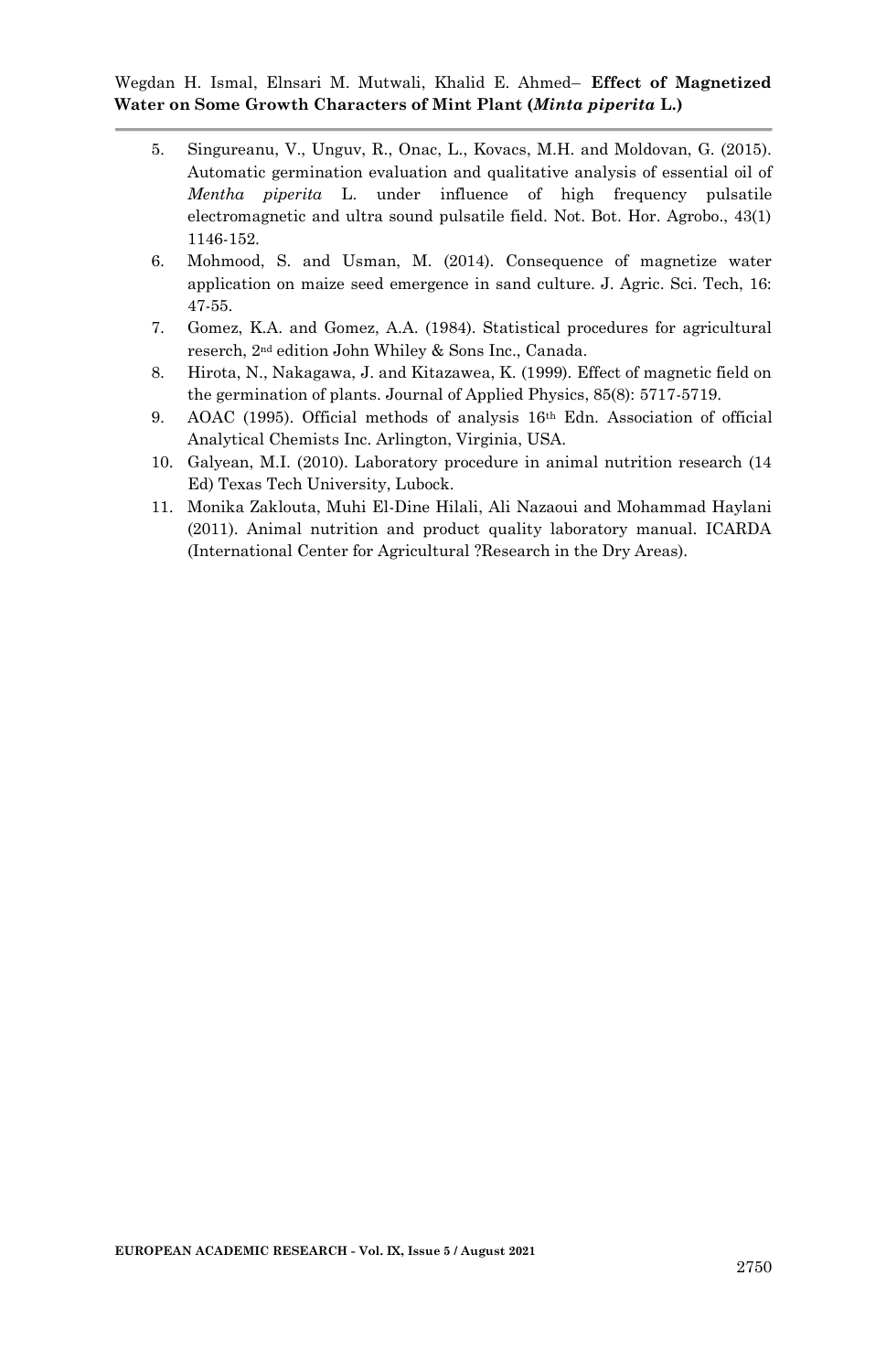5. Singureanu, V., Unguv, R., Onac, L., Kovacs, M.H. and Moldovan, G. (2015). Automatic germination evaluation and qualitative analysis of essential oil of *Mentha piperita* L. under influence of high frequency pulsatile electromagnetic and ultra sound pulsatile field. Not. Bot. Hor. Agrobo., 43(1) 1146-152.
6. Mohmood, S. and Usman, M. (2014). Consequence of magnetize water application on maize seed emergence in sand culture. J. Agric. Sci. Tech, 16: 47-55.
7. Gomez, K.A. and Gomez, A.A. (1984). Statistical procedures for agricultural reserch, 2nd edition John Whiley & Sons Inc., Canada.
8. Hirota, N., Nakagawa, J. and Kitazawea, K. (1999). Effect of magnetic field on the germination of plants. Journal of Applied Physics, 85(8): 5717-5719.
9. AOAC (1995). Official methods of analysis 16th Edn. Association of official Analytical Chemists Inc. Arlington, Virginia, USA.
10. Galyean, M.I. (2010). Laboratory procedure in animal nutrition research (14 Ed) Texas Tech University, Lubock.
11. Monika Zaklouta, Muhi El-Dine Hilali, Ali Nazaoui and Mohammad Haylani (2011). Animal nutrition and product quality laboratory manual. ICARDA (International Center for Agricultural ?Research in the Dry Areas).